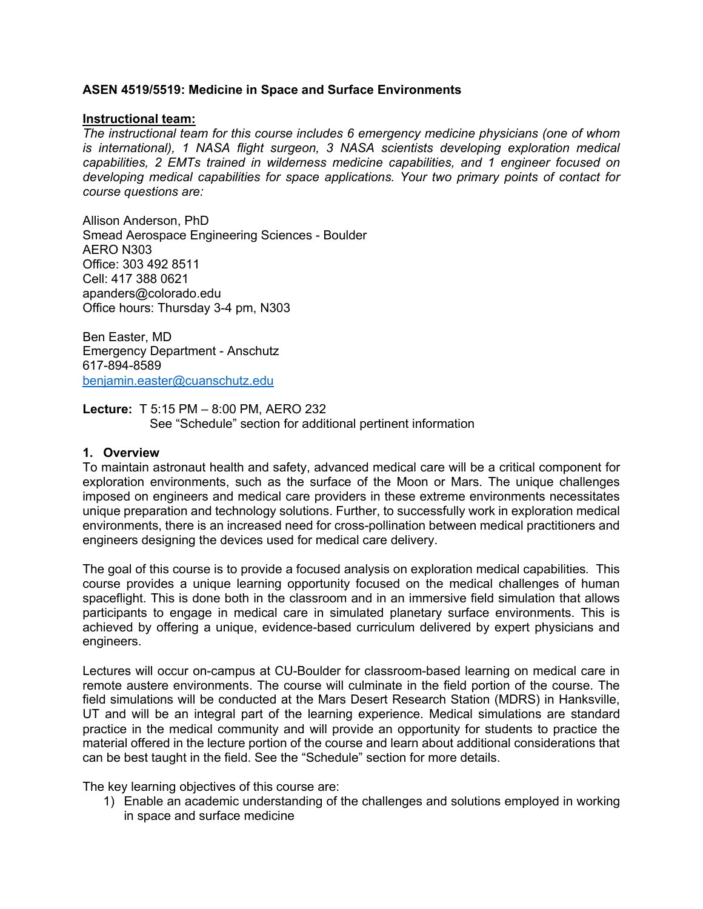**ASEN 4519/5519: Medicine in Space and Surface Environments**

**Instructional team:**

*The instructional team for this course includes 6 emergency medicine physicians (one of whom is international), 1 NASA flight surgeon, 3 NASA scientists developing exploration medical capabilities, 2 EMTs trained in wilderness medicine capabilities, and 1 engineer focused on developing medical capabilities for space applications. Your two primary points of contact for course questions are:*

Allison Anderson, PhD
Smead Aerospace Engineering Sciences - Boulder
AERO N303
Office: 303 492 8511
Cell: 417 388 0621
apanders@colorado.edu
Office hours: Thursday 3-4 pm, N303

Ben Easter, MD
Emergency Department - Anschutz
617-894-8589
benjamin.easter@cuanschutz.edu

**Lecture:** T 5:15 PM – 8:00 PM, AERO 232
See "Schedule" section for additional pertinent information

## 1. Overview

To maintain astronaut health and safety, advanced medical care will be a critical component for exploration environments, such as the surface of the Moon or Mars. The unique challenges imposed on engineers and medical care providers in these extreme environments necessitates unique preparation and technology solutions. Further, to successfully work in exploration medical environments, there is an increased need for cross-pollination between medical practitioners and engineers designing the devices used for medical care delivery.

The goal of this course is to provide a focused analysis on exploration medical capabilities. This course provides a unique learning opportunity focused on the medical challenges of human spaceflight. This is done both in the classroom and in an immersive field simulation that allows participants to engage in medical care in simulated planetary surface environments. This is achieved by offering a unique, evidence-based curriculum delivered by expert physicians and engineers.

Lectures will occur on-campus at CU-Boulder for classroom-based learning on medical care in remote austere environments. The course will culminate in the field portion of the course. The field simulations will be conducted at the Mars Desert Research Station (MDRS) in Hanksville, UT and will be an integral part of the learning experience. Medical simulations are standard practice in the medical community and will provide an opportunity for students to practice the material offered in the lecture portion of the course and learn about additional considerations that can be best taught in the field. See the "Schedule" section for more details.

The key learning objectives of this course are:

1) Enable an academic understanding of the challenges and solutions employed in working in space and surface medicine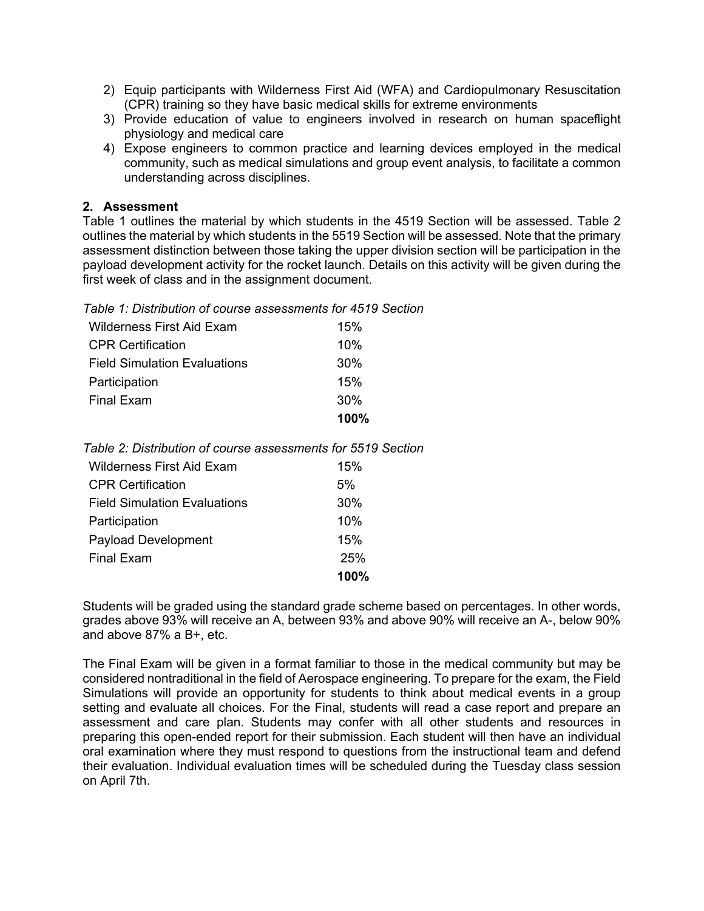2) Equip participants with Wilderness First Aid (WFA) and Cardiopulmonary Resuscitation (CPR) training so they have basic medical skills for extreme environments
3) Provide education of value to engineers involved in research on human spaceflight physiology and medical care
4) Expose engineers to common practice and learning devices employed in the medical community, such as medical simulations and group event analysis, to facilitate a common understanding across disciplines.

## 2. Assessment

Table 1 outlines the material by which students in the 4519 Section will be assessed. Table 2 outlines the material by which students in the 5519 Section will be assessed. Note that the primary assessment distinction between those taking the upper division section will be participation in the payload development activity for the rocket launch. Details on this activity will be given during the first week of class and in the assignment document.

*Table 1: Distribution of course assessments for 4519 Section*

| | |
|---|---|
| Wilderness First Aid Exam | 15% |
| CPR Certification | 10% |
| Field Simulation Evaluations | 30% |
| Participation | 15% |
| Final Exam | 30% |
| | **100%** |

*Table 2: Distribution of course assessments for 5519 Section*

| | |
|---|---|
| Wilderness First Aid Exam | 15% |
| CPR Certification | 5% |
| Field Simulation Evaluations | 30% |
| Participation | 10% |
| Payload Development | 15% |
| Final Exam | 25% |
| | **100%** |

Students will be graded using the standard grade scheme based on percentages. In other words, grades above 93% will receive an A, between 93% and above 90% will receive an A-, below 90% and above 87% a B+, etc.

The Final Exam will be given in a format familiar to those in the medical community but may be considered nontraditional in the field of Aerospace engineering. To prepare for the exam, the Field Simulations will provide an opportunity for students to think about medical events in a group setting and evaluate all choices. For the Final, students will read a case report and prepare an assessment and care plan. Students may confer with all other students and resources in preparing this open-ended report for their submission. Each student will then have an individual oral examination where they must respond to questions from the instructional team and defend their evaluation. Individual evaluation times will be scheduled during the Tuesday class session on April 7th.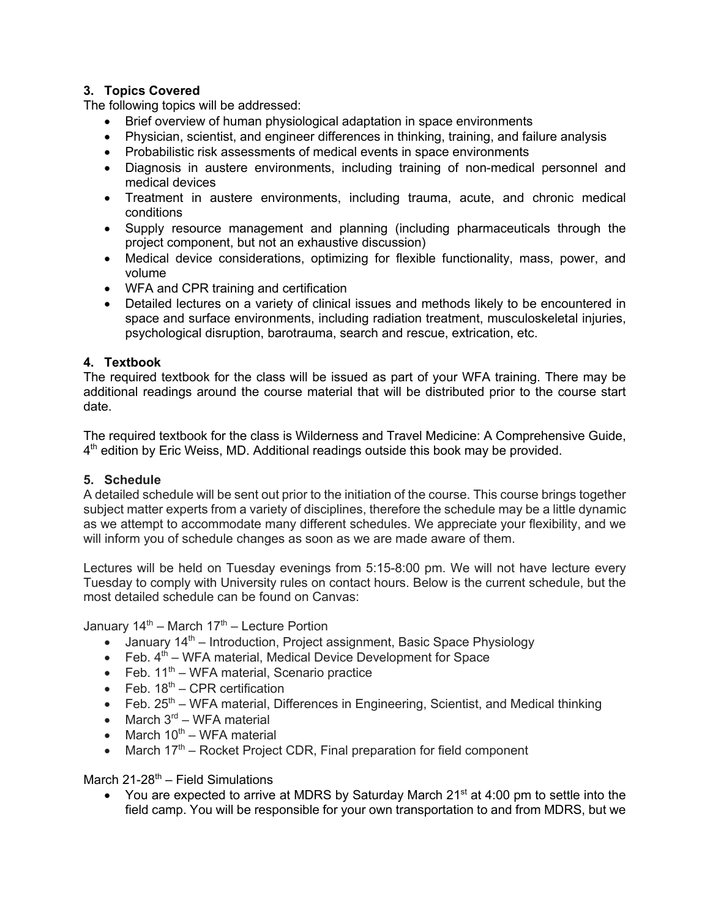### 3. Topics Covered

The following topics will be addressed:

- Brief overview of human physiological adaptation in space environments
- Physician, scientist, and engineer differences in thinking, training, and failure analysis
- Probabilistic risk assessments of medical events in space environments
- Diagnosis in austere environments, including training of non-medical personnel and medical devices
- Treatment in austere environments, including trauma, acute, and chronic medical conditions
- Supply resource management and planning (including pharmaceuticals through the project component, but not an exhaustive discussion)
- Medical device considerations, optimizing for flexible functionality, mass, power, and volume
- WFA and CPR training and certification
- Detailed lectures on a variety of clinical issues and methods likely to be encountered in space and surface environments, including radiation treatment, musculoskeletal injuries, psychological disruption, barotrauma, search and rescue, extrication, etc.

### 4. Textbook

The required textbook for the class will be issued as part of your WFA training. There may be additional readings around the course material that will be distributed prior to the course start date.

The required textbook for the class is Wilderness and Travel Medicine: A Comprehensive Guide, 4th edition by Eric Weiss, MD. Additional readings outside this book may be provided.

### 5. Schedule

A detailed schedule will be sent out prior to the initiation of the course. This course brings together subject matter experts from a variety of disciplines, therefore the schedule may be a little dynamic as we attempt to accommodate many different schedules. We appreciate your flexibility, and we will inform you of schedule changes as soon as we are made aware of them.

Lectures will be held on Tuesday evenings from 5:15-8:00 pm. We will not have lecture every Tuesday to comply with University rules on contact hours. Below is the current schedule, but the most detailed schedule can be found on Canvas:

January 14th – March 17th – Lecture Portion

- January 14th – Introduction, Project assignment, Basic Space Physiology
- Feb. 4th – WFA material, Medical Device Development for Space
- Feb. 11th – WFA material, Scenario practice
- Feb. 18th – CPR certification
- Feb. 25th – WFA material, Differences in Engineering, Scientist, and Medical thinking
- March 3rd – WFA material
- March 10th – WFA material
- March 17th – Rocket Project CDR, Final preparation for field component

March 21-28th – Field Simulations

- You are expected to arrive at MDRS by Saturday March 21st at 4:00 pm to settle into the field camp. You will be responsible for your own transportation to and from MDRS, but we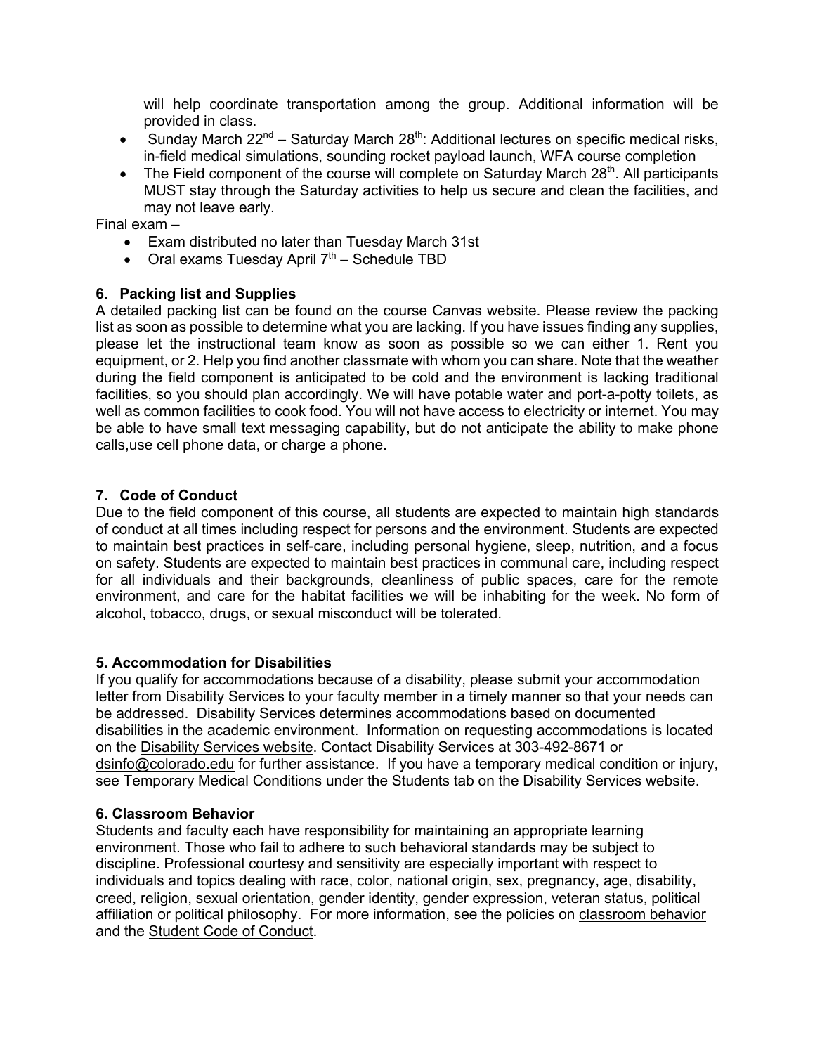will help coordinate transportation among the group. Additional information will be provided in class.

- Sunday March 22nd – Saturday March 28th: Additional lectures on specific medical risks, in-field medical simulations, sounding rocket payload launch, WFA course completion
- The Field component of the course will complete on Saturday March 28th. All participants MUST stay through the Saturday activities to help us secure and clean the facilities, and may not leave early.

Final exam –

- Exam distributed no later than Tuesday March 31st
- Oral exams Tuesday April 7th – Schedule TBD

### 6. Packing list and Supplies

A detailed packing list can be found on the course Canvas website. Please review the packing list as soon as possible to determine what you are lacking. If you have issues finding any supplies, please let the instructional team know as soon as possible so we can either 1. Rent you equipment, or 2. Help you find another classmate with whom you can share. Note that the weather during the field component is anticipated to be cold and the environment is lacking traditional facilities, so you should plan accordingly. We will have potable water and port-a-potty toilets, as well as common facilities to cook food. You will not have access to electricity or internet. You may be able to have small text messaging capability, but do not anticipate the ability to make phone calls,use cell phone data, or charge a phone.

### 7. Code of Conduct

Due to the field component of this course, all students are expected to maintain high standards of conduct at all times including respect for persons and the environment. Students are expected to maintain best practices in self-care, including personal hygiene, sleep, nutrition, and a focus on safety. Students are expected to maintain best practices in communal care, including respect for all individuals and their backgrounds, cleanliness of public spaces, care for the remote environment, and care for the habitat facilities we will be inhabiting for the week. No form of alcohol, tobacco, drugs, or sexual misconduct will be tolerated.

### 5. Accommodation for Disabilities

If you qualify for accommodations because of a disability, please submit your accommodation letter from Disability Services to your faculty member in a timely manner so that your needs can be addressed. Disability Services determines accommodations based on documented disabilities in the academic environment. Information on requesting accommodations is located on the Disability Services website. Contact Disability Services at 303-492-8671 or dsinfo@colorado.edu for further assistance. If you have a temporary medical condition or injury, see Temporary Medical Conditions under the Students tab on the Disability Services website.

### 6. Classroom Behavior

Students and faculty each have responsibility for maintaining an appropriate learning environment. Those who fail to adhere to such behavioral standards may be subject to discipline. Professional courtesy and sensitivity are especially important with respect to individuals and topics dealing with race, color, national origin, sex, pregnancy, age, disability, creed, religion, sexual orientation, gender identity, gender expression, veteran status, political affiliation or political philosophy. For more information, see the policies on classroom behavior and the Student Code of Conduct.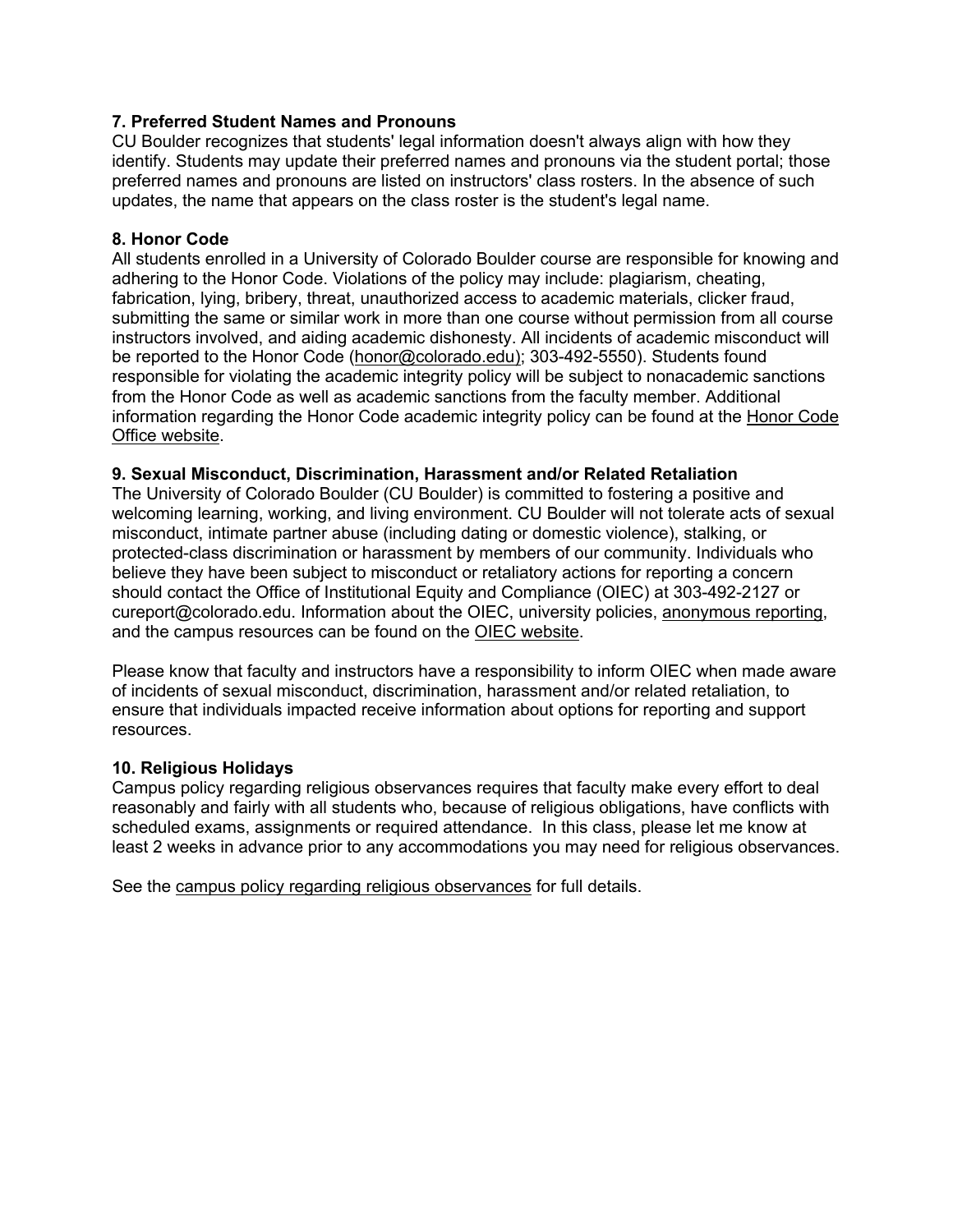**7. Preferred Student Names and Pronouns**

CU Boulder recognizes that students' legal information doesn't always align with how they identify. Students may update their preferred names and pronouns via the student portal; those preferred names and pronouns are listed on instructors' class rosters. In the absence of such updates, the name that appears on the class roster is the student's legal name.

**8. Honor Code**

All students enrolled in a University of Colorado Boulder course are responsible for knowing and adhering to the Honor Code. Violations of the policy may include: plagiarism, cheating, fabrication, lying, bribery, threat, unauthorized access to academic materials, clicker fraud, submitting the same or similar work in more than one course without permission from all course instructors involved, and aiding academic dishonesty. All incidents of academic misconduct will be reported to the Honor Code (honor@colorado.edu); 303-492-5550). Students found responsible for violating the academic integrity policy will be subject to nonacademic sanctions from the Honor Code as well as academic sanctions from the faculty member. Additional information regarding the Honor Code academic integrity policy can be found at the Honor Code Office website.

**9. Sexual Misconduct, Discrimination, Harassment and/or Related Retaliation**

The University of Colorado Boulder (CU Boulder) is committed to fostering a positive and welcoming learning, working, and living environment. CU Boulder will not tolerate acts of sexual misconduct, intimate partner abuse (including dating or domestic violence), stalking, or protected-class discrimination or harassment by members of our community. Individuals who believe they have been subject to misconduct or retaliatory actions for reporting a concern should contact the Office of Institutional Equity and Compliance (OIEC) at 303-492-2127 or cureport@colorado.edu. Information about the OIEC, university policies, anonymous reporting, and the campus resources can be found on the OIEC website.

Please know that faculty and instructors have a responsibility to inform OIEC when made aware of incidents of sexual misconduct, discrimination, harassment and/or related retaliation, to ensure that individuals impacted receive information about options for reporting and support resources.

**10. Religious Holidays**

Campus policy regarding religious observances requires that faculty make every effort to deal reasonably and fairly with all students who, because of religious obligations, have conflicts with scheduled exams, assignments or required attendance. In this class, please let me know at least 2 weeks in advance prior to any accommodations you may need for religious observances.

See the campus policy regarding religious observances for full details.